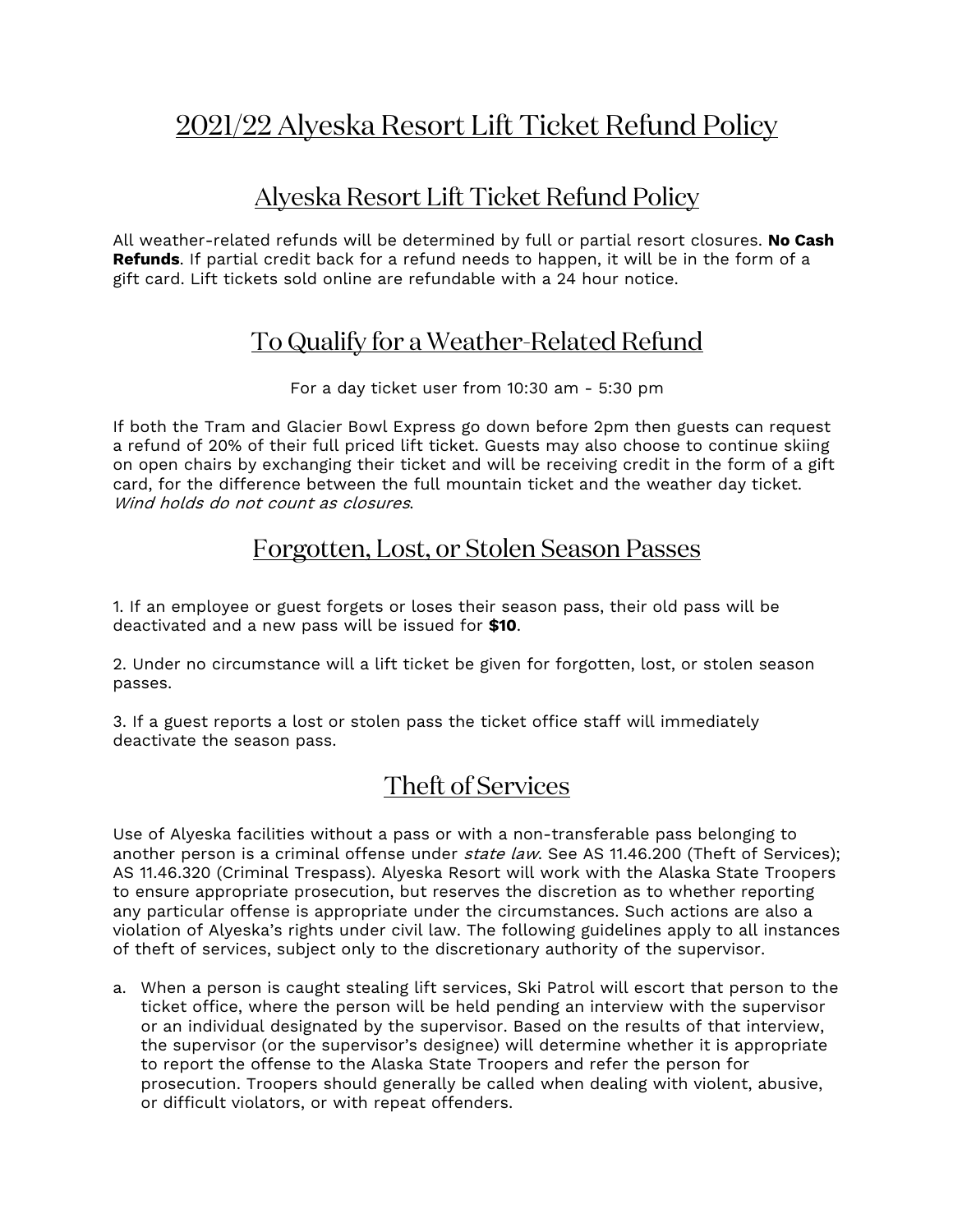# 2021/22 Alyeska Resort Lift Ticket Refund Policy

## Alyeska Resort Lift Ticket Refund Policy

All weather-related refunds will be determined by full or partial resort closures. **No Cash Refunds**. If partial credit back for a refund needs to happen, it will be in the form of a gift card. Lift tickets sold online are refundable with a 24 hour notice.

## To Qualify for a Weather-Related Refund

For a day ticket user from 10:30 am - 5:30 pm

If both the Tram and Glacier Bowl Express go down before 2pm then guests can request a refund of 20% of their full priced lift ticket. Guests may also choose to continue skiing on open chairs by exchanging their ticket and will be receiving credit in the form of a gift card, for the difference between the full mountain ticket and the weather day ticket. *Wind holds do not count as closures*.

## Forgotten, Lost, or Stolen Season Passes

1. If an employee or guest forgets or loses their season pass, their old pass will be deactivated and a new pass will be issued for **$10**.

2. Under no circumstance will a lift ticket be given for forgotten, lost, or stolen season passes.

3. If a guest reports a lost or stolen pass the ticket office staff will immediately deactivate the season pass.

## Theft of Services

Use of Alyeska facilities without a pass or with a non-transferable pass belonging to another person is a criminal offense under *state law*. See AS 11.46.200 (Theft of Services); AS 11.46.320 (Criminal Trespass). Alyeska Resort will work with the Alaska State Troopers to ensure appropriate prosecution, but reserves the discretion as to whether reporting any particular offense is appropriate under the circumstances. Such actions are also a violation of Alyeska's rights under civil law. The following guidelines apply to all instances of theft of services, subject only to the discretionary authority of the supervisor.

a. When a person is caught stealing lift services, Ski Patrol will escort that person to the ticket office, where the person will be held pending an interview with the supervisor or an individual designated by the supervisor. Based on the results of that interview, the supervisor (or the supervisor's designee) will determine whether it is appropriate to report the offense to the Alaska State Troopers and refer the person for prosecution. Troopers should generally be called when dealing with violent, abusive, or difficult violators, or with repeat offenders.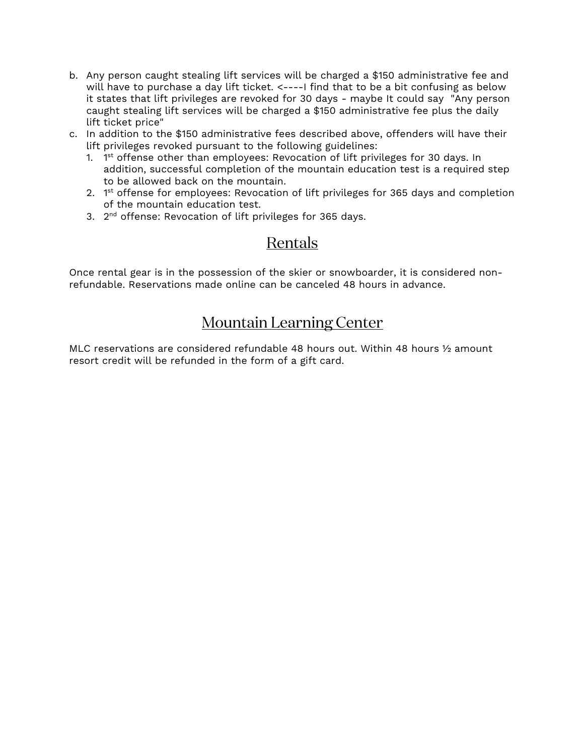b. Any person caught stealing lift services will be charged a $150 administrative fee and will have to purchase a day lift ticket. <----I find that to be a bit confusing as below it states that lift privileges are revoked for 30 days - maybe It could say "Any person caught stealing lift services will be charged a $150 administrative fee plus the daily lift ticket price"

c. In addition to the $150 administrative fees described above, offenders will have their lift privileges revoked pursuant to the following guidelines:
   1. 1st offense other than employees: Revocation of lift privileges for 30 days. In addition, successful completion of the mountain education test is a required step to be allowed back on the mountain.
   2. 1st offense for employees: Revocation of lift privileges for 365 days and completion of the mountain education test.
   3. 2nd offense: Revocation of lift privileges for 365 days.

## Rentals

Once rental gear is in the possession of the skier or snowboarder, it is considered non-refundable. Reservations made online can be canceled 48 hours in advance.

## Mountain Learning Center

MLC reservations are considered refundable 48 hours out. Within 48 hours ½ amount resort credit will be refunded in the form of a gift card.